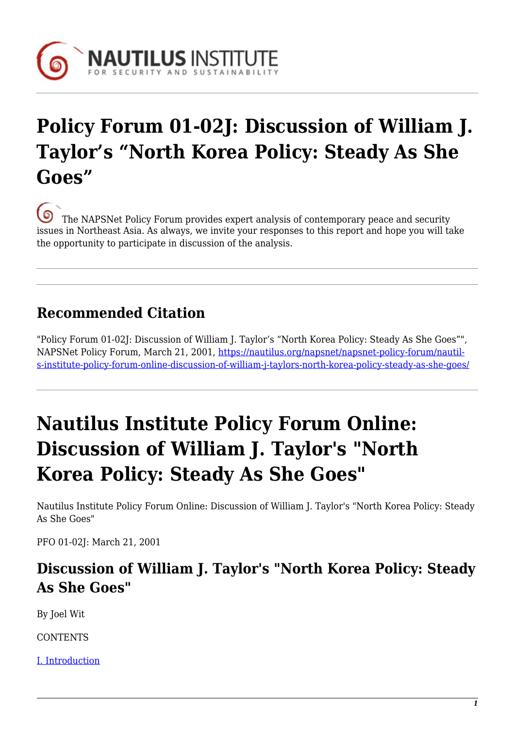# Policy Forum 01-02J: Discussion of William J. Taylor's "North Korea Policy: Steady As She Goes"

The NAPSNet Policy Forum provides expert analysis of contemporary peace and security issues in Northeast Asia. As always, we invite your responses to this report and hope you will take the opportunity to participate in discussion of the analysis.

## Recommended Citation

"Policy Forum 01-02J: Discussion of William J. Taylor's "North Korea Policy: Steady As She Goes"", NAPSNet Policy Forum, March 21, 2001, https://nautilus.org/napsnet/napsnet-policy-forum/nautil-s-institute-policy-forum-online-discussion-of-william-j-taylors-north-korea-policy-steady-as-she-goes/

# Nautilus Institute Policy Forum Online: Discussion of William J. Taylor's "North Korea Policy: Steady As She Goes"

Nautilus Institute Policy Forum Online: Discussion of William J. Taylor's "North Korea Policy: Steady As She Goes"

PFO 01-02J: March 21, 2001

## Discussion of William J. Taylor's "North Korea Policy: Steady As She Goes"

By Joel Wit

CONTENTS

I. Introduction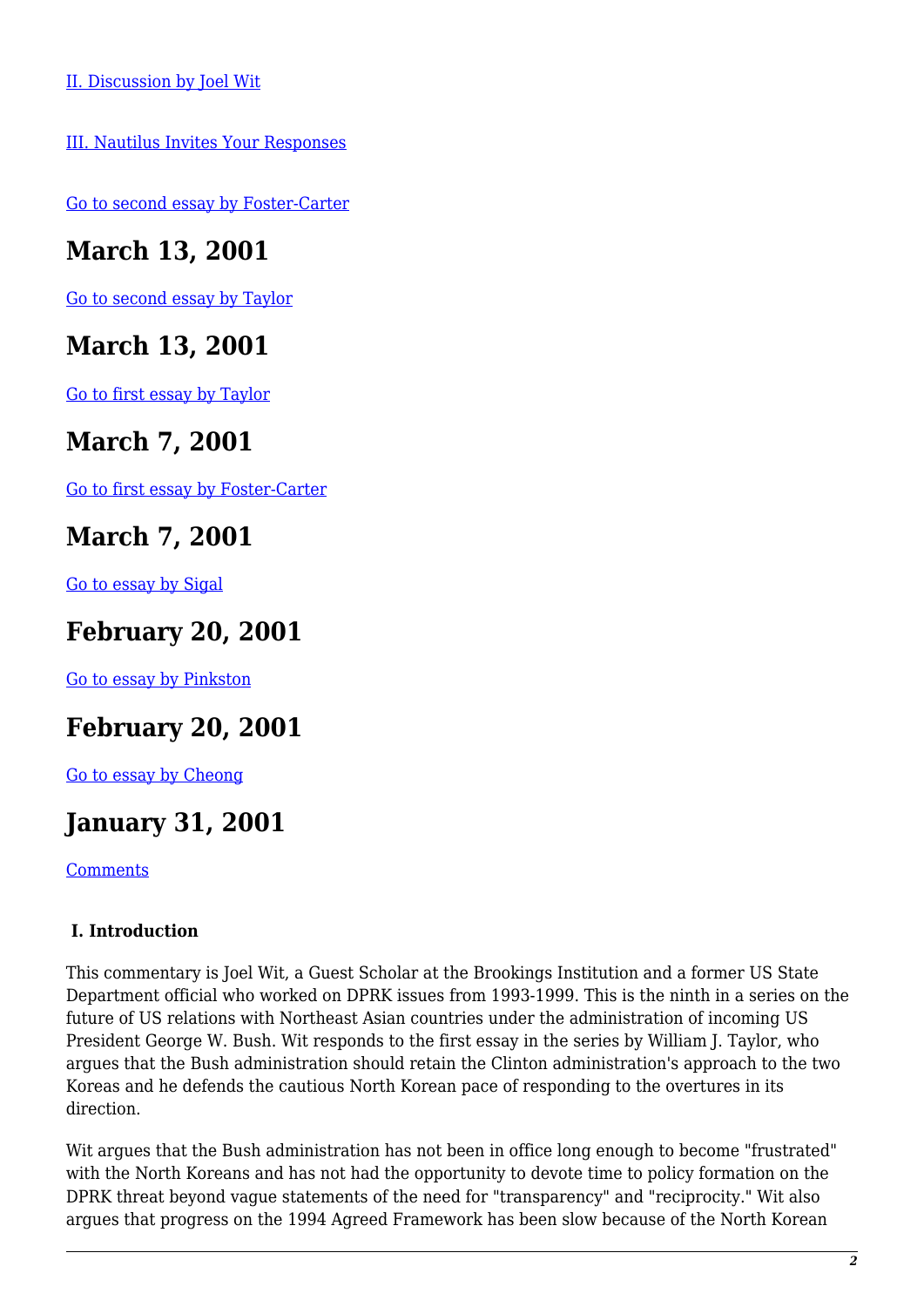II. Discussion by Joel Wit

III. Nautilus Invites Your Responses

Go to second essay by Foster-Carter

## March 13, 2001

Go to second essay by Taylor

## March 13, 2001

Go to first essay by Taylor

## March 7, 2001

Go to first essay by Foster-Carter

## March 7, 2001

Go to essay by Sigal

## February 20, 2001

Go to essay by Pinkston

## February 20, 2001

Go to essay by Cheong

## January 31, 2001

Comments

**I. Introduction**

This commentary is Joel Wit, a Guest Scholar at the Brookings Institution and a former US State Department official who worked on DPRK issues from 1993-1999. This is the ninth in a series on the future of US relations with Northeast Asian countries under the administration of incoming US President George W. Bush. Wit responds to the first essay in the series by William J. Taylor, who argues that the Bush administration should retain the Clinton administration's approach to the two Koreas and he defends the cautious North Korean pace of responding to the overtures in its direction.

Wit argues that the Bush administration has not been in office long enough to become "frustrated" with the North Koreans and has not had the opportunity to devote time to policy formation on the DPRK threat beyond vague statements of the need for "transparency" and "reciprocity." Wit also argues that progress on the 1994 Agreed Framework has been slow because of the North Korean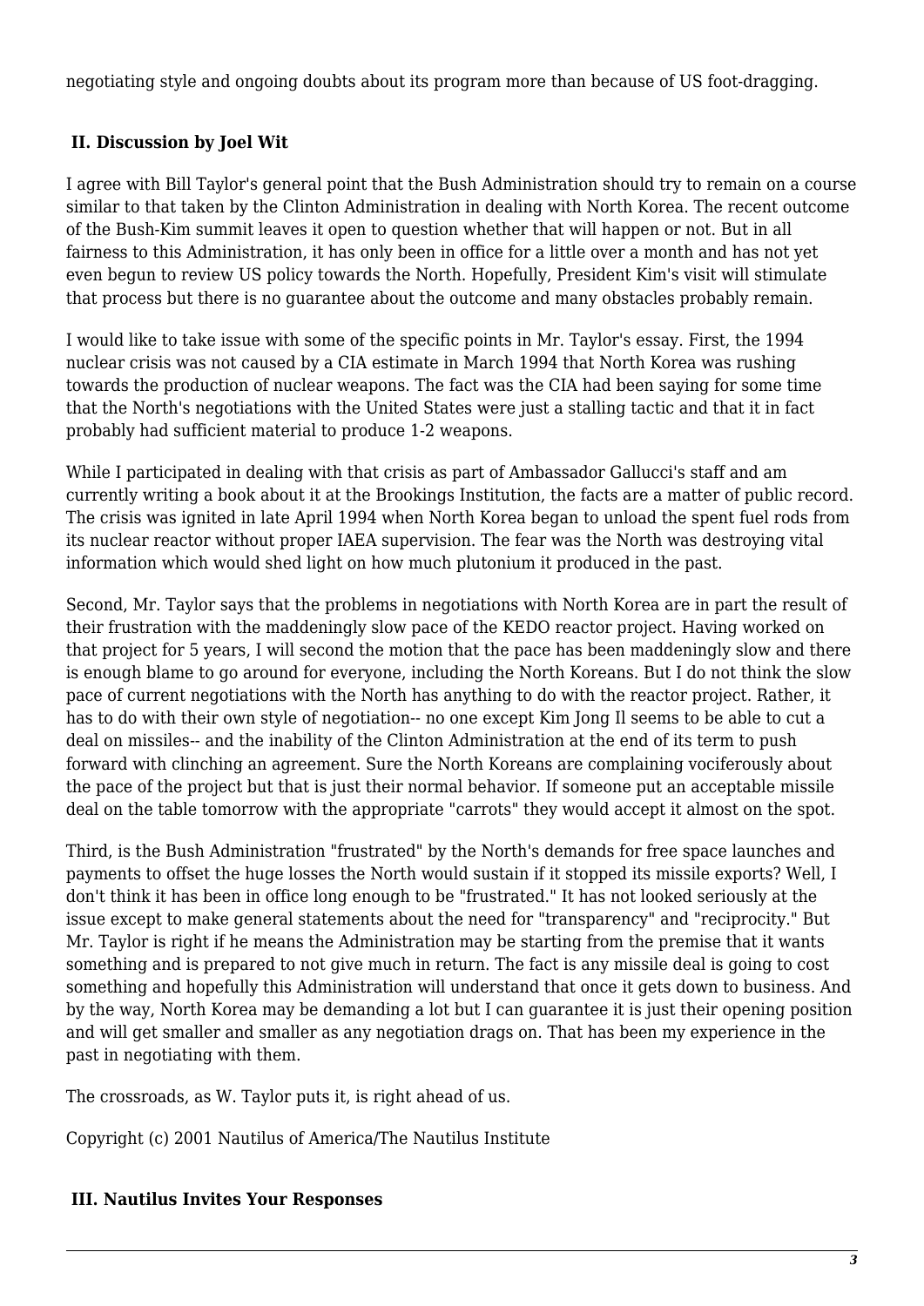negotiating style and ongoing doubts about its program more than because of US foot-dragging.

## II. Discussion by Joel Wit

I agree with Bill Taylor's general point that the Bush Administration should try to remain on a course similar to that taken by the Clinton Administration in dealing with North Korea. The recent outcome of the Bush-Kim summit leaves it open to question whether that will happen or not. But in all fairness to this Administration, it has only been in office for a little over a month and has not yet even begun to review US policy towards the North. Hopefully, President Kim's visit will stimulate that process but there is no guarantee about the outcome and many obstacles probably remain.

I would like to take issue with some of the specific points in Mr. Taylor's essay. First, the 1994 nuclear crisis was not caused by a CIA estimate in March 1994 that North Korea was rushing towards the production of nuclear weapons. The fact was the CIA had been saying for some time that the North's negotiations with the United States were just a stalling tactic and that it in fact probably had sufficient material to produce 1-2 weapons.

While I participated in dealing with that crisis as part of Ambassador Gallucci's staff and am currently writing a book about it at the Brookings Institution, the facts are a matter of public record. The crisis was ignited in late April 1994 when North Korea began to unload the spent fuel rods from its nuclear reactor without proper IAEA supervision. The fear was the North was destroying vital information which would shed light on how much plutonium it produced in the past.

Second, Mr. Taylor says that the problems in negotiations with North Korea are in part the result of their frustration with the maddeningly slow pace of the KEDO reactor project. Having worked on that project for 5 years, I will second the motion that the pace has been maddeningly slow and there is enough blame to go around for everyone, including the North Koreans. But I do not think the slow pace of current negotiations with the North has anything to do with the reactor project. Rather, it has to do with their own style of negotiation-- no one except Kim Jong Il seems to be able to cut a deal on missiles-- and the inability of the Clinton Administration at the end of its term to push forward with clinching an agreement. Sure the North Koreans are complaining vociferously about the pace of the project but that is just their normal behavior. If someone put an acceptable missile deal on the table tomorrow with the appropriate "carrots" they would accept it almost on the spot.

Third, is the Bush Administration "frustrated" by the North's demands for free space launches and payments to offset the huge losses the North would sustain if it stopped its missile exports? Well, I don't think it has been in office long enough to be "frustrated." It has not looked seriously at the issue except to make general statements about the need for "transparency" and "reciprocity." But Mr. Taylor is right if he means the Administration may be starting from the premise that it wants something and is prepared to not give much in return. The fact is any missile deal is going to cost something and hopefully this Administration will understand that once it gets down to business. And by the way, North Korea may be demanding a lot but I can guarantee it is just their opening position and will get smaller and smaller as any negotiation drags on. That has been my experience in the past in negotiating with them.

The crossroads, as W. Taylor puts it, is right ahead of us.

Copyright (c) 2001 Nautilus of America/The Nautilus Institute

## III. Nautilus Invites Your Responses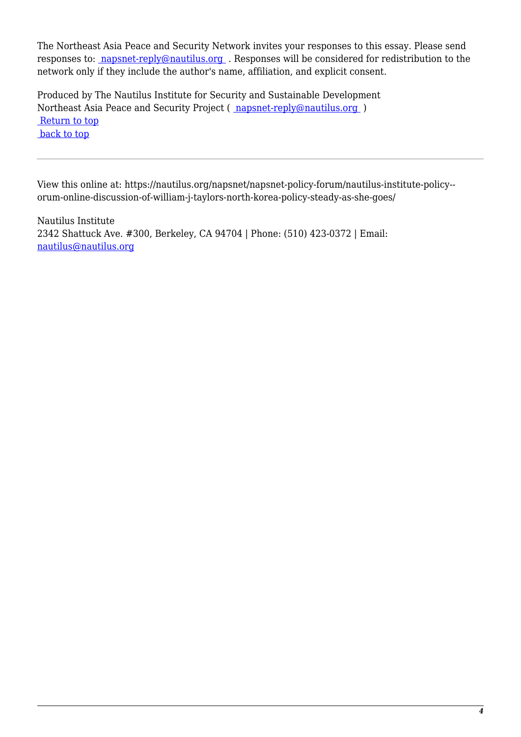The Northeast Asia Peace and Security Network invites your responses to this essay. Please send responses to: [napsnet-reply@nautilus.org](mailto:napsnet-reply@nautilus.org) . Responses will be considered for redistribution to the network only if they include the author's name, affiliation, and explicit consent.

Produced by The Nautilus Institute for Security and Sustainable Development
Northeast Asia Peace and Security Project ( [napsnet-reply@nautilus.org](mailto:napsnet-reply@nautilus.org) )
Return to top
back to top

---

View this online at: https://nautilus.org/napsnet/napsnet-policy-forum/nautilus-institute-policy--orum-online-discussion-of-william-j-taylors-north-korea-policy-steady-as-she-goes/

Nautilus Institute
2342 Shattuck Ave. #300, Berkeley, CA 94704 | Phone: (510) 423-0372 | Email: [nautilus@nautilus.org](mailto:nautilus@nautilus.org)